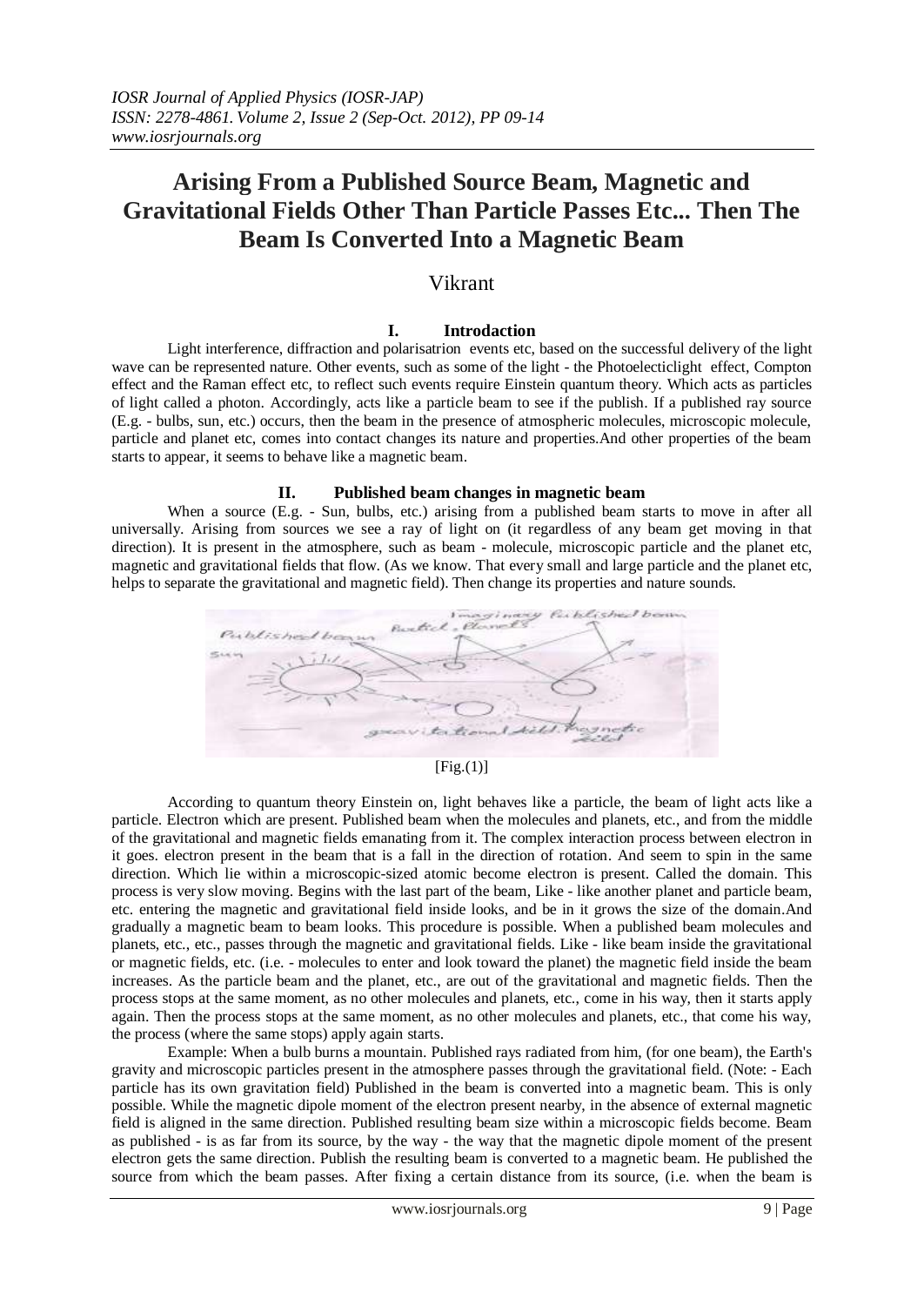# Arising From a Published Source Beam, Magnetic and Gravitational Fields Other Than Particle Passes Etc... Then The Beam Is Converted Into a Magnetic Beam

Vikrant

## I. Introdaction

Light interference, diffraction and polarisatrion events etc, based on the successful delivery of the light wave can be represented nature. Other events, such as some of the light - the Photoelecticlight effect, Compton effect and the Raman effect etc, to reflect such events require Einstein quantum theory. Which acts as particles of light called a photon. Accordingly, acts like a particle beam to see if the publish. If a published ray source (E.g. - bulbs, sun, etc.) occurs, then the beam in the presence of atmospheric molecules, microscopic molecule, particle and planet etc, comes into contact changes its nature and properties.And other properties of the beam starts to appear, it seems to behave like a magnetic beam.

## II. Published beam changes in magnetic beam

When a source (E.g. - Sun, bulbs, etc.) arising from a published beam starts to move in after all universally. Arising from sources we see a ray of light on (it regardless of any beam get moving in that direction). It is present in the atmosphere, such as beam - molecule, microscopic particle and the planet etc, magnetic and gravitational fields that flow. (As we know. That every small and large particle and the planet etc, helps to separate the gravitational and magnetic field). Then change its properties and nature sounds.

[Fig.(1)]

According to quantum theory Einstein on, light behaves like a particle, the beam of light acts like a particle. Electron which are present. Published beam when the molecules and planets, etc., and from the middle of the gravitational and magnetic fields emanating from it. The complex interaction process between electron in it goes. electron present in the beam that is a fall in the direction of rotation. And seem to spin in the same direction. Which lie within a microscopic-sized atomic become electron is present. Called the domain. This process is very slow moving. Begins with the last part of the beam, Like - like another planet and particle beam, etc. entering the magnetic and gravitational field inside looks, and be in it grows the size of the domain.And gradually a magnetic beam to beam looks. This procedure is possible. When a published beam molecules and planets, etc., etc., passes through the magnetic and gravitational fields. Like - like beam inside the gravitational or magnetic fields, etc. (i.e. - molecules to enter and look toward the planet) the magnetic field inside the beam increases. As the particle beam and the planet, etc., are out of the gravitational and magnetic fields. Then the process stops at the same moment, as no other molecules and planets, etc., come in his way, then it starts apply again. Then the process stops at the same moment, as no other molecules and planets, etc., that come his way, the process (where the same stops) apply again starts.

Example: When a bulb burns a mountain. Published rays radiated from him, (for one beam), the Earth's gravity and microscopic particles present in the atmosphere passes through the gravitational field. (Note: - Each particle has its own gravitation field) Published in the beam is converted into a magnetic beam. This is only possible. While the magnetic dipole moment of the electron present nearby, in the absence of external magnetic field is aligned in the same direction. Published resulting beam size within a microscopic fields become. Beam as published - is as far from its source, by the way - the way that the magnetic dipole moment of the present electron gets the same direction. Publish the resulting beam is converted to a magnetic beam. He published the source from which the beam passes. After fixing a certain distance from its source, (i.e. when the beam is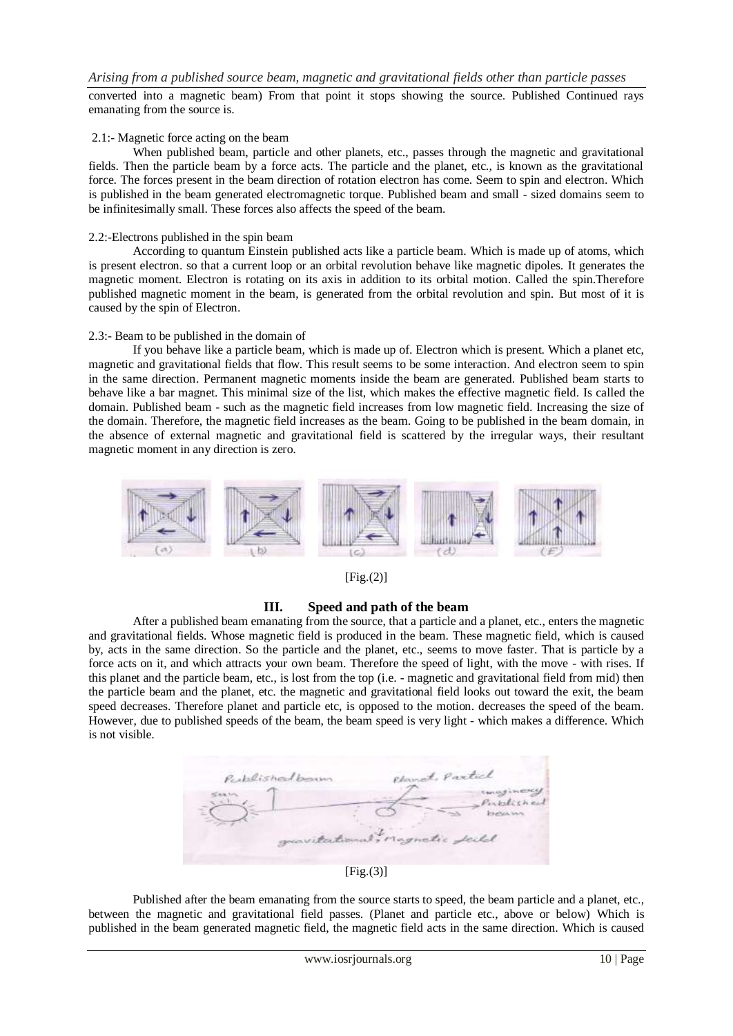converted into a magnetic beam) From that point it stops showing the source. Published Continued rays emanating from the source is.

2.1:- Magnetic force acting on the beam

When published beam, particle and other planets, etc., passes through the magnetic and gravitational fields. Then the particle beam by a force acts. The particle and the planet, etc., is known as the gravitational force. The forces present in the beam direction of rotation electron has come. Seem to spin and electron. Which is published in the beam generated electromagnetic torque. Published beam and small - sized domains seem to be infinitesimally small. These forces also affects the speed of the beam.

2.2:-Electrons published in the spin beam

According to quantum Einstein published acts like a particle beam. Which is made up of atoms, which is present electron. so that a current loop or an orbital revolution behave like magnetic dipoles. It generates the magnetic moment. Electron is rotating on its axis in addition to its orbital motion. Called the spin.Therefore published magnetic moment in the beam, is generated from the orbital revolution and spin. But most of it is caused by the spin of Electron.

2.3:- Beam to be published in the domain of

If you behave like a particle beam, which is made up of. Electron which is present. Which a planet etc, magnetic and gravitational fields that flow. This result seems to be some interaction. And electron seem to spin in the same direction. Permanent magnetic moments inside the beam are generated. Published beam starts to behave like a bar magnet. This minimal size of the list, which makes the effective magnetic field. Is called the domain. Published beam - such as the magnetic field increases from low magnetic field. Increasing the size of the domain. Therefore, the magnetic field increases as the beam. Going to be published in the beam domain, in the absence of external magnetic and gravitational field is scattered by the irregular ways, their resultant magnetic moment in any direction is zero.

[Fig.(2)]

## III. Speed and path of the beam

After a published beam emanating from the source, that a particle and a planet, etc., enters the magnetic and gravitational fields. Whose magnetic field is produced in the beam. These magnetic field, which is caused by, acts in the same direction. So the particle and the planet, etc., seems to move faster. That is particle by a force acts on it, and which attracts your own beam. Therefore the speed of light, with the move - with rises. If this planet and the particle beam, etc., is lost from the top (i.e. - magnetic and gravitational field from mid) then the particle beam and the planet, etc. the magnetic and gravitational field looks out toward the exit, the beam speed decreases. Therefore planet and particle etc, is opposed to the motion. decreases the speed of the beam. However, due to published speeds of the beam, the beam speed is very light - which makes a difference. Which is not visible.

[Fig.(3)]

Published after the beam emanating from the source starts to speed, the beam particle and a planet, etc., between the magnetic and gravitational field passes. (Planet and particle etc., above or below) Which is published in the beam generated magnetic field, the magnetic field acts in the same direction. Which is caused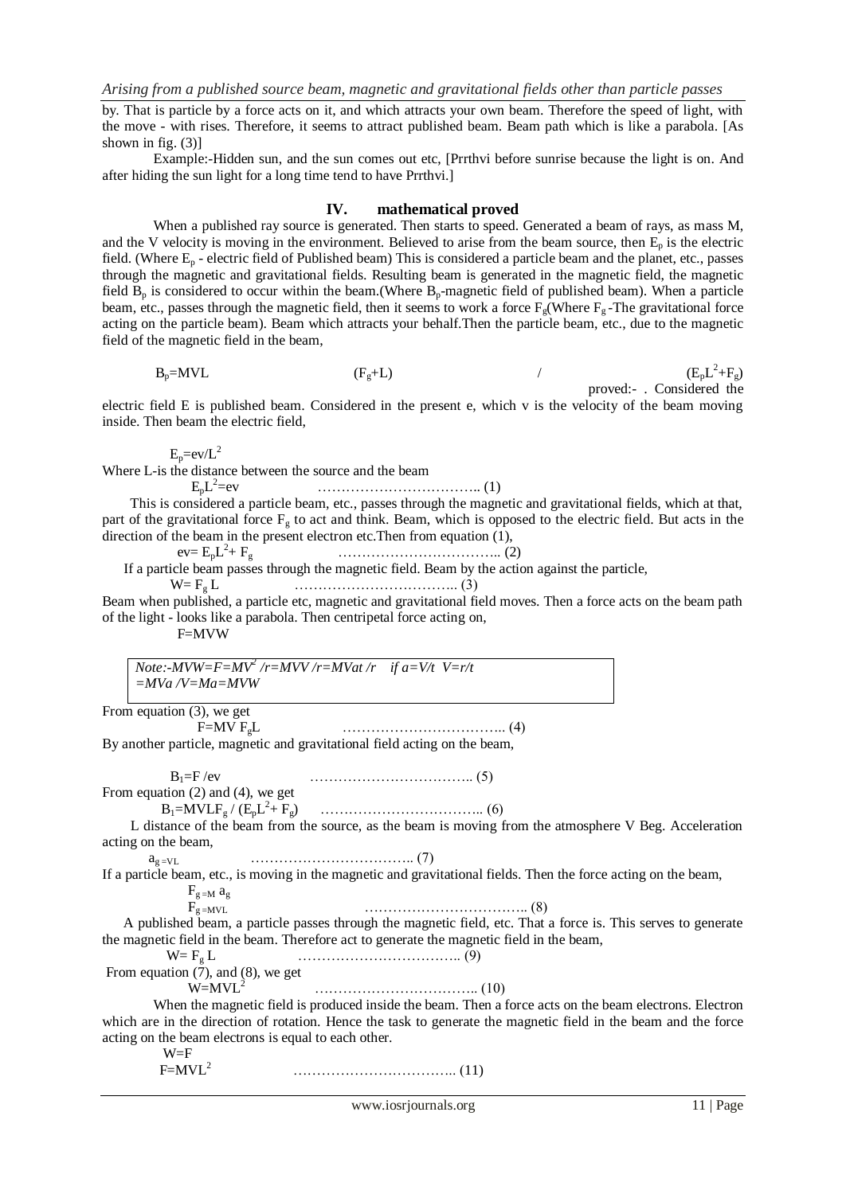by. That is particle by a force acts on it, and which attracts your own beam. Therefore the speed of light, with the move - with rises. Therefore, it seems to attract published beam. Beam path which is like a parabola. [As shown in fig. (3)]

Example:-Hidden sun, and the sun comes out etc, [Prrthvi before sunrise because the light is on. And after hiding the sun light for a long time tend to have Prrthvi.]

## IV. mathematical proved

When a published ray source is generated. Then starts to speed. Generated a beam of rays, as mass M, and the V velocity is moving in the environment. Believed to arise from the beam source, then $E_p$ is the electric field. (Where $E_p$ - electric field of Published beam) This is considered a particle beam and the planet, etc., passes through the magnetic and gravitational fields. Resulting beam is generated in the magnetic field, the magnetic field $B_p$ is considered to occur within the beam.(Where $B_p$-magnetic field of published beam). When a particle beam, etc., passes through the magnetic field, then it seems to work a force $F_g$(Where $F_g$ -The gravitational force acting on the particle beam). Beam which attracts your behalf.Then the particle beam, etc., due to the magnetic field of the magnetic field in the beam,

$$B_p=MVL \qquad (F_g+L) \qquad / \qquad (E_pL^2+F_g)$$

proved:- . Considered the electric field E is published beam. Considered in the present e, which v is the velocity of the beam moving inside. Then beam the electric field,

$$E_p=ev/L^2$$

Where L-is the distance between the source and the beam

$$E_pL^2=ev \qquad \text{.................................. (1)}$$

This is considered a particle beam, etc., passes through the magnetic and gravitational fields, which at that, part of the gravitational force $F_g$ to act and think. Beam, which is opposed to the electric field. But acts in the direction of the beam in the present electron etc.Then from equation (1),

$$ev= E_pL^2+ F_g \qquad \text{.................................. (2)}$$

If a particle beam passes through the magnetic field. Beam by the action against the particle,

$$W= F_g L \qquad \text{.................................. (3)}$$

Beam when published, a particle etc, magnetic and gravitational field moves. Then a force acts on the beam path of the light - looks like a parabola. Then centripetal force acting on,

$$F=MVW$$

*Note:-$MVW=F=MV^2/r=MVV/r=MVat/r \quad if\ a=V/t \ \ V=r/t$*
*$=MVa/V=Ma=MVW$*

From equation (3), we get

$$F=MV F_gL \qquad \text{.................................. (4)}$$

By another particle, magnetic and gravitational field acting on the beam,

$$B_1=F/ev \qquad \text{.................................. (5)}$$

From equation (2) and (4), we get

$$B_1=MVLF_g / (E_pL^2+ F_g) \qquad \text{.................................. (6)}$$

L distance of the beam from the source, as the beam is moving from the atmosphere V Beg. Acceleration acting on the beam,

$$a_{g=VL} \qquad \text{.................................. (7)}$$

If a particle beam, etc., is moving in the magnetic and gravitational fields. Then the force acting on the beam,

$$F_{g=M}\ a_g$$

$$F_{g=MVL} \qquad \text{.................................. (8)}$$

A published beam, a particle passes through the magnetic field, etc. That a force is. This serves to generate the magnetic field in the beam. Therefore act to generate the magnetic field in the beam,

$$W= F_g L \qquad \text{.................................. (9)}$$

From equation (7), and (8), we get

$$W=MVL^2 \qquad \text{.................................. (10)}$$

When the magnetic field is produced inside the beam. Then a force acts on the beam electrons. Electron which are in the direction of rotation. Hence the task to generate the magnetic field in the beam and the force acting on the beam electrons is equal to each other.

$$W=F$$

$$F=MVL^2 \qquad \text{.................................. (11)}$$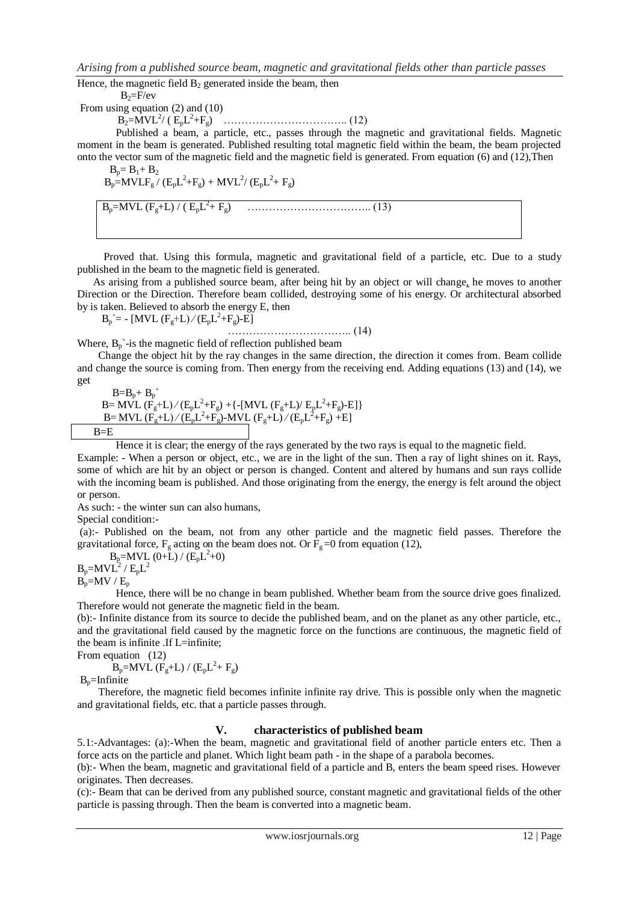Hence, the magnetic field $B_2$ generated inside the beam, then

$B_2=F/ev$

From using equation (2) and (10)

$$B_2=MVL^2/ ( E_pL^2+F_g) \quad \text{……………………………..} (12)$$

Published a beam, a particle, etc., passes through the magnetic and gravitational fields. Magnetic moment in the beam is generated. Published resulting total magnetic field within the beam, the beam projected onto the vector sum of the magnetic field and the magnetic field is generated. From equation (6) and (12),Then

$B_p= B_1+ B_2$

$B_p=MVLF_g / (E_pL^2+F_g) + MVL^2/ (E_pL^2+ F_g)$

$$B_p=MVL (F_g+L) / ( E_pL^2+ F_g) \quad \text{……………………………..} (13)$$

Proved that. Using this formula, magnetic and gravitational field of a particle, etc. Due to a study published in the beam to the magnetic field is generated.

As arising from a published source beam, after being hit by an object or will change, he moves to another Direction or the Direction. Therefore beam collided, destroying some of his energy. Or architectural absorbed by is taken. Believed to absorb the energy E, then

$$B_p` = - [MVL (F_g+L) ⁄ (E_pL^2+F_g)-E] \quad \text{……………………………..} (14)$$

Where, $B_p`$-is the magnetic field of reflection published beam

Change the object hit by the ray changes in the same direction, the direction it comes from. Beam collide and change the source is coming from. Then energy from the receiving end. Adding equations (13) and (14), we get

$B=B_p+ B_p`$

$B= MVL (F_g+L) ⁄ (E_pL^2+F_g) +\{-[MVL (F_g+L)/ E_pL^2+F_g)-E]\}$

$B= MVL (F_g+L) ⁄ (E_pL^2+F_g)-MVL (F_g+L) ⁄ (E_pL^2+F_g) +E]$

$$B=E$$

Hence it is clear; the energy of the rays generated by the two rays is equal to the magnetic field.

Example: - When a person or object, etc., we are in the light of the sun. Then a ray of light shines on it. Rays, some of which are hit by an object or person is changed. Content and altered by humans and sun rays collide with the incoming beam is published. And those originating from the energy, the energy is felt around the object or person.

As such: - the winter sun can also humans,

Special condition:-

(a):- Published on the beam, not from any other particle and the magnetic field passes. Therefore the gravitational force, $F_g$ acting on the beam does not. Or $F_g=0$ from equation (12),

$B_p=MVL (0+L) / (E_pL^2+0)$

$B_p=MVL^2 / E_pL^2$

$B_p=MV / E_p$

Hence, there will be no change in beam published. Whether beam from the source drive goes finalized. Therefore would not generate the magnetic field in the beam.

(b):- Infinite distance from its source to decide the published beam, and on the planet as any other particle, etc., and the gravitational field caused by the magnetic force on the functions are continuous, the magnetic field of the beam is infinite .If L=infinite;

From equation (12)

$B_p=MVL (F_g+L) / (E_pL^2+ F_g)$

$B_p$=Infinite

Therefore, the magnetic field becomes infinite infinite ray drive. This is possible only when the magnetic and gravitational fields, etc. that a particle passes through.

## V. characteristics of published beam

5.1:-Advantages: (a):-When the beam, magnetic and gravitational field of another particle enters etc. Then a force acts on the particle and planet. Which light beam path - in the shape of a parabola becomes.

(b):- When the beam, magnetic and gravitational field of a particle and B, enters the beam speed rises. However originates. Then decreases.

(c):- Beam that can be derived from any published source, constant magnetic and gravitational fields of the other particle is passing through. Then the beam is converted into a magnetic beam.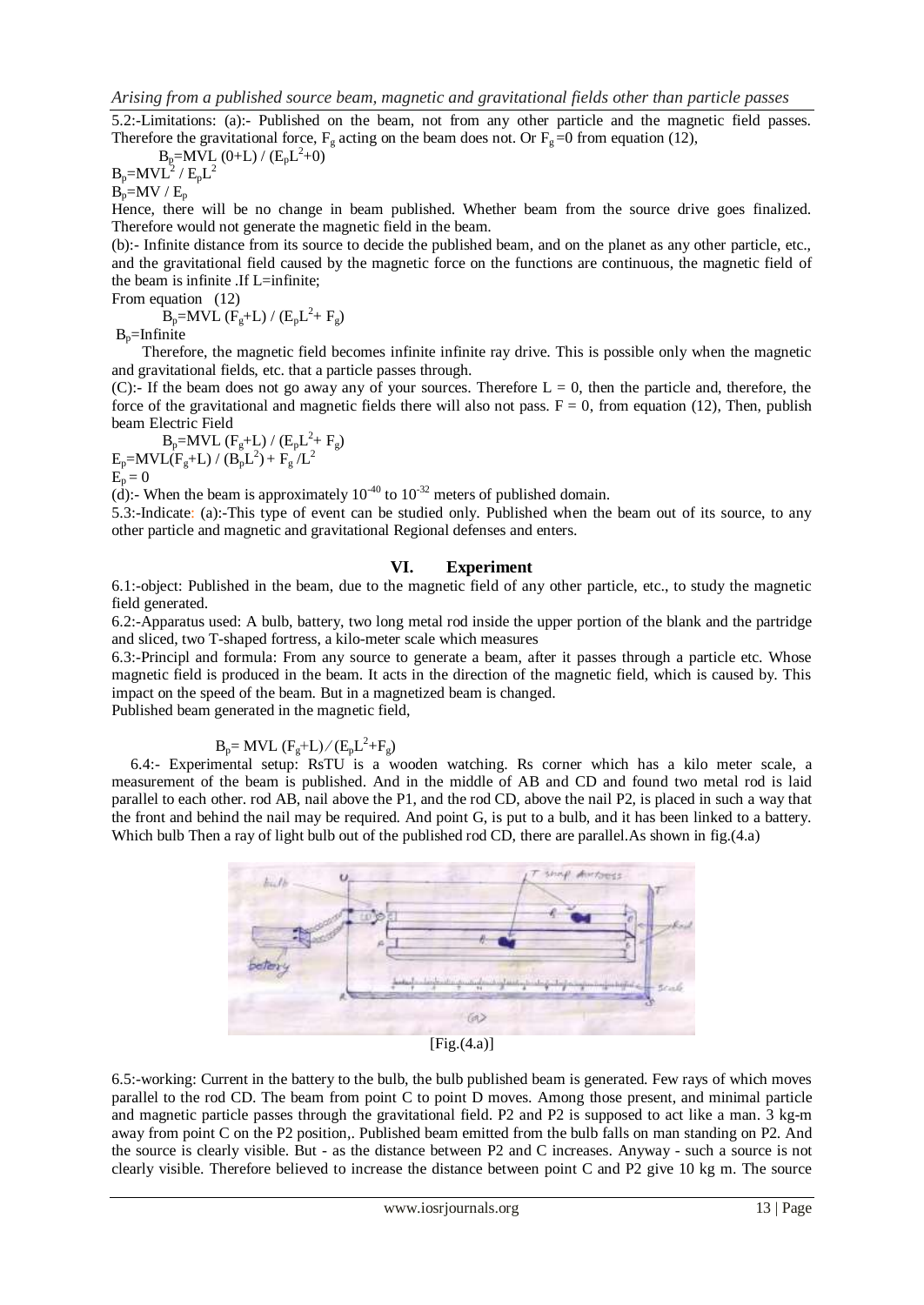5.2:-Limitations: (a):- Published on the beam, not from any other particle and the magnetic field passes. Therefore the gravitational force, $F_g$ acting on the beam does not. Or $F_g = 0$ from equation (12),

$$B_p = MVL\ (0+L) / (E_pL^2+0)$$

$$B_p = MVL^2 / E_pL^2$$

$$B_p = MV / E_p$$

Hence, there will be no change in beam published. Whether beam from the source drive goes finalized. Therefore would not generate the magnetic field in the beam.

(b):- Infinite distance from its source to decide the published beam, and on the planet as any other particle, etc., and the gravitational field caused by the magnetic force on the functions are continuous, the magnetic field of the beam is infinite .If L=infinite;

From equation (12)

$$B_p = MVL\ (F_g+L) / (E_pL^2+ F_g)$$

$B_p$=Infinite

Therefore, the magnetic field becomes infinite infinite ray drive. This is possible only when the magnetic and gravitational fields, etc. that a particle passes through.

(C):- If the beam does not go away any of your sources. Therefore $L = 0$, then the particle and, therefore, the force of the gravitational and magnetic fields there will also not pass. $F = 0$, from equation (12), Then, publish beam Electric Field

$$B_p = MVL\ (F_g+L) / (E_pL^2+ F_g)$$

$$E_p = MVL(F_g+L) / (B_pL^2) + F_g /L^2$$

$$E_p = 0$$

(d):- When the beam is approximately $10^{-40}$ to $10^{-32}$ meters of published domain.

5.3:-Indicate: (a):-This type of event can be studied only. Published when the beam out of its source, to any other particle and magnetic and gravitational Regional defenses and enters.

## VI. Experiment

6.1:-object: Published in the beam, due to the magnetic field of any other particle, etc., to study the magnetic field generated.

6.2:-Apparatus used: A bulb, battery, two long metal rod inside the upper portion of the blank and the partridge and sliced, two T-shaped fortress, a kilo-meter scale which measures

6.3:-Principl and formula: From any source to generate a beam, after it passes through a particle etc. Whose magnetic field is produced in the beam. It acts in the direction of the magnetic field, which is caused by. This impact on the speed of the beam. But in a magnetized beam is changed.

Published beam generated in the magnetic field,

$$B_p = MVL\ (F_g+L) / (E_pL^2+F_g)$$

6.4:- Experimental setup: RsTU is a wooden watching. Rs corner which has a kilo meter scale, a measurement of the beam is published. And in the middle of AB and CD and found two metal rod is laid parallel to each other. rod AB, nail above the P1, and the rod CD, above the nail P2, is placed in such a way that the front and behind the nail may be required. And point G, is put to a bulb, and it has been linked to a battery. Which bulb Then a ray of light bulb out of the published rod CD, there are parallel.As shown in fig.(4.a)

[Fig.(4.a)]

6.5:-working: Current in the battery to the bulb, the bulb published beam is generated. Few rays of which moves parallel to the rod CD. The beam from point C to point D moves. Among those present, and minimal particle and magnetic particle passes through the gravitational field. P2 and P2 is supposed to act like a man. 3 kg-m away from point C on the P2 position,. Published beam emitted from the bulb falls on man standing on P2. And the source is clearly visible. But - as the distance between P2 and C increases. Anyway - such a source is not clearly visible. Therefore believed to increase the distance between point C and P2 give 10 kg m. The source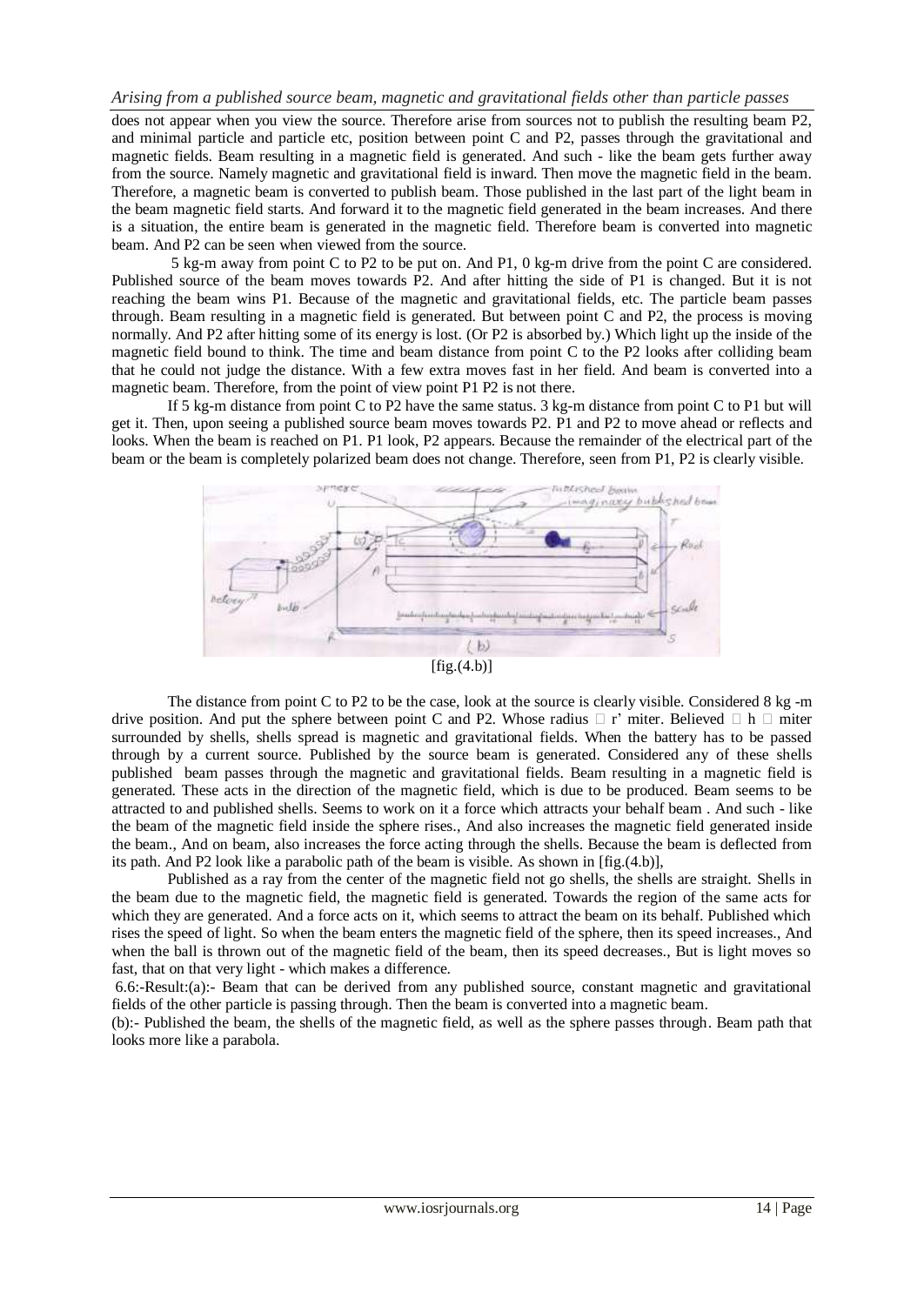does not appear when you view the source. Therefore arise from sources not to publish the resulting beam P2, and minimal particle and particle etc, position between point C and P2, passes through the gravitational and magnetic fields. Beam resulting in a magnetic field is generated. And such - like the beam gets further away from the source. Namely magnetic and gravitational field is inward. Then move the magnetic field in the beam. Therefore, a magnetic beam is converted to publish beam. Those published in the last part of the light beam in the beam magnetic field starts. And forward it to the magnetic field generated in the beam increases. And there is a situation, the entire beam is generated in the magnetic field. Therefore beam is converted into magnetic beam. And P2 can be seen when viewed from the source.

5 kg-m away from point C to P2 to be put on. And P1, 0 kg-m drive from the point C are considered. Published source of the beam moves towards P2. And after hitting the side of P1 is changed. But it is not reaching the beam wins P1. Because of the magnetic and gravitational fields, etc. The particle beam passes through. Beam resulting in a magnetic field is generated. But between point C and P2, the process is moving normally. And P2 after hitting some of its energy is lost. (Or P2 is absorbed by.) Which light up the inside of the magnetic field bound to think. The time and beam distance from point C to the P2 looks after colliding beam that he could not judge the distance. With a few extra moves fast in her field. And beam is converted into a magnetic beam. Therefore, from the point of view point P1 P2 is not there.

If 5 kg-m distance from point C to P2 have the same status. 3 kg-m distance from point C to P1 but will get it. Then, upon seeing a published source beam moves towards P2. P1 and P2 to move ahead or reflects and looks. When the beam is reached on P1. P1 look, P2 appears. Because the remainder of the electrical part of the beam or the beam is completely polarized beam does not change. Therefore, seen from P1, P2 is clearly visible.

[fig.(4.b)]

The distance from point C to P2 to be the case, look at the source is clearly visible. Considered 8 kg -m drive position. And put the sphere between point C and P2. Whose radius  r' miter. Believed  h  miter surrounded by shells, shells spread is magnetic and gravitational fields. When the battery has to be passed through by a current source. Published by the source beam is generated. Considered any of these shells published beam passes through the magnetic and gravitational fields. Beam resulting in a magnetic field is generated. These acts in the direction of the magnetic field, which is due to be produced. Beam seems to be attracted to and published shells. Seems to work on it a force which attracts your behalf beam . And such - like the beam of the magnetic field inside the sphere rises., And also increases the magnetic field generated inside the beam., And on beam, also increases the force acting through the shells. Because the beam is deflected from its path. And P2 look like a parabolic path of the beam is visible. As shown in [fig.(4.b)],

Published as a ray from the center of the magnetic field not go shells, the shells are straight. Shells in the beam due to the magnetic field, the magnetic field is generated. Towards the region of the same acts for which they are generated. And a force acts on it, which seems to attract the beam on its behalf. Published which rises the speed of light. So when the beam enters the magnetic field of the sphere, then its speed increases., And when the ball is thrown out of the magnetic field of the beam, then its speed decreases., But is light moves so fast, that on that very light - which makes a difference.

6.6:-Result:(a):- Beam that can be derived from any published source, constant magnetic and gravitational fields of the other particle is passing through. Then the beam is converted into a magnetic beam.

(b):- Published the beam, the shells of the magnetic field, as well as the sphere passes through. Beam path that looks more like a parabola.